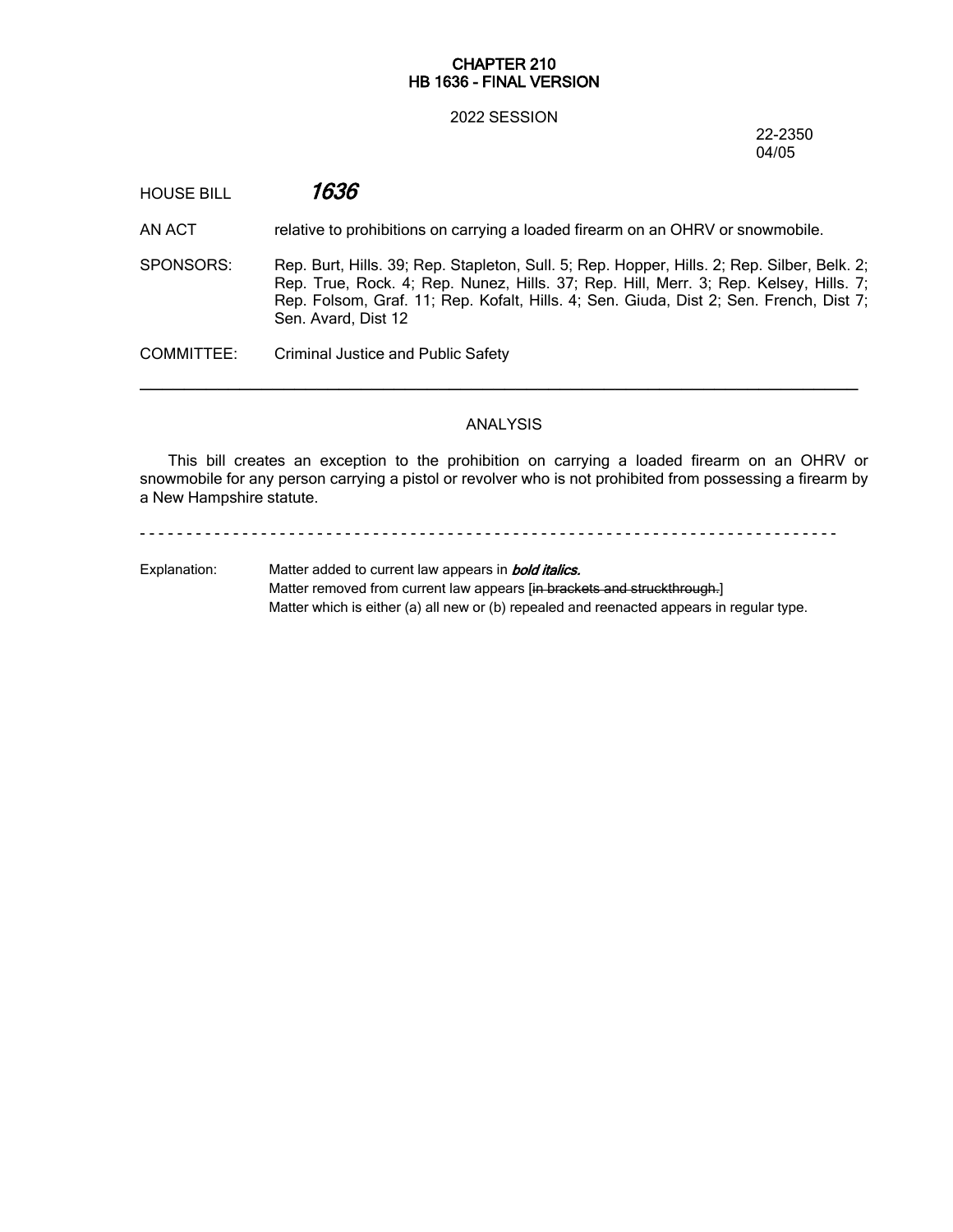**CHAPTER 210**
**HB 1636 - FINAL VERSION**

2022 SESSION

22-2350
04/05

HOUSE BILL ***1636***

AN ACT relative to prohibitions on carrying a loaded firearm on an OHRV or snowmobile.

SPONSORS: Rep. Burt, Hills. 39; Rep. Stapleton, Sull. 5; Rep. Hopper, Hills. 2; Rep. Silber, Belk. 2; Rep. True, Rock. 4; Rep. Nunez, Hills. 37; Rep. Hill, Merr. 3; Rep. Kelsey, Hills. 7; Rep. Folsom, Graf. 11; Rep. Kofalt, Hills. 4; Sen. Giuda, Dist 2; Sen. French, Dist 7; Sen. Avard, Dist 12

COMMITTEE: Criminal Justice and Public Safety

---

ANALYSIS

This bill creates an exception to the prohibition on carrying a loaded firearm on an OHRV or snowmobile for any person carrying a pistol or revolver who is not prohibited from possessing a firearm by a New Hampshire statute.

- - - - - - - - - - - - - - - - - - - - - - - - - - - - - - - - - - - - - - - - - - - - - - - - - - - - - - - - - - - - - - - - - - - - - - - - - -

Explanation: Matter added to current law appears in ***bold italics.***
Matter removed from current law appears [~~in brackets and struckthrough.~~]
Matter which is either (a) all new or (b) repealed and reenacted appears in regular type.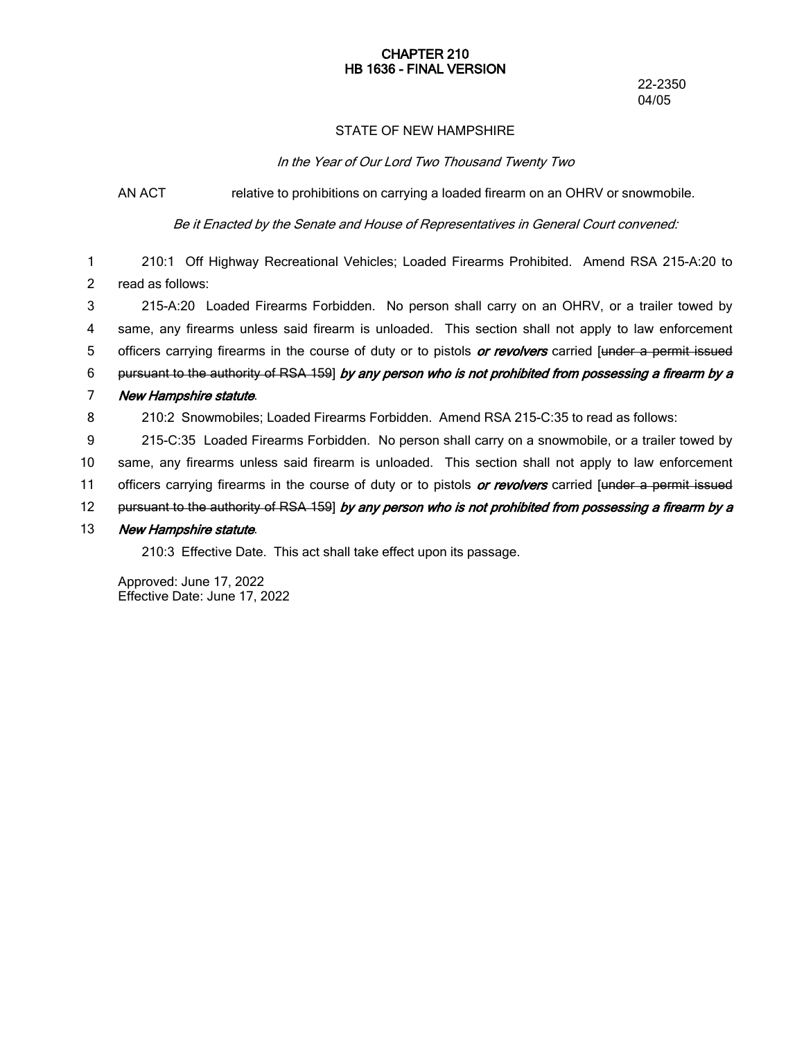**CHAPTER 210**
**HB 1636 - FINAL VERSION**

22-2350
04/05

STATE OF NEW HAMPSHIRE

*In the Year of Our Lord Two Thousand Twenty Two*

AN ACT relative to prohibitions on carrying a loaded firearm on an OHRV or snowmobile.

*Be it Enacted by the Senate and House of Representatives in General Court convened:*

210:1 Off Highway Recreational Vehicles; Loaded Firearms Prohibited. Amend RSA 215-A:20 to read as follows:

215-A:20 Loaded Firearms Forbidden. No person shall carry on an OHRV, or a trailer towed by same, any firearms unless said firearm is unloaded. This section shall not apply to law enforcement officers carrying firearms in the course of duty or to pistols ***or revolvers*** carried [~~under a permit issued pursuant to the authority of RSA 159~~] ***by any person who is not prohibited from possessing a firearm by a New Hampshire statute***.

210:2 Snowmobiles; Loaded Firearms Forbidden. Amend RSA 215-C:35 to read as follows:

215-C:35 Loaded Firearms Forbidden. No person shall carry on a snowmobile, or a trailer towed by same, any firearms unless said firearm is unloaded. This section shall not apply to law enforcement officers carrying firearms in the course of duty or to pistols ***or revolvers*** carried [~~under a permit issued pursuant to the authority of RSA 159~~] ***by any person who is not prohibited from possessing a firearm by a New Hampshire statute***.

210:3 Effective Date. This act shall take effect upon its passage.

Approved: June 17, 2022
Effective Date: June 17, 2022